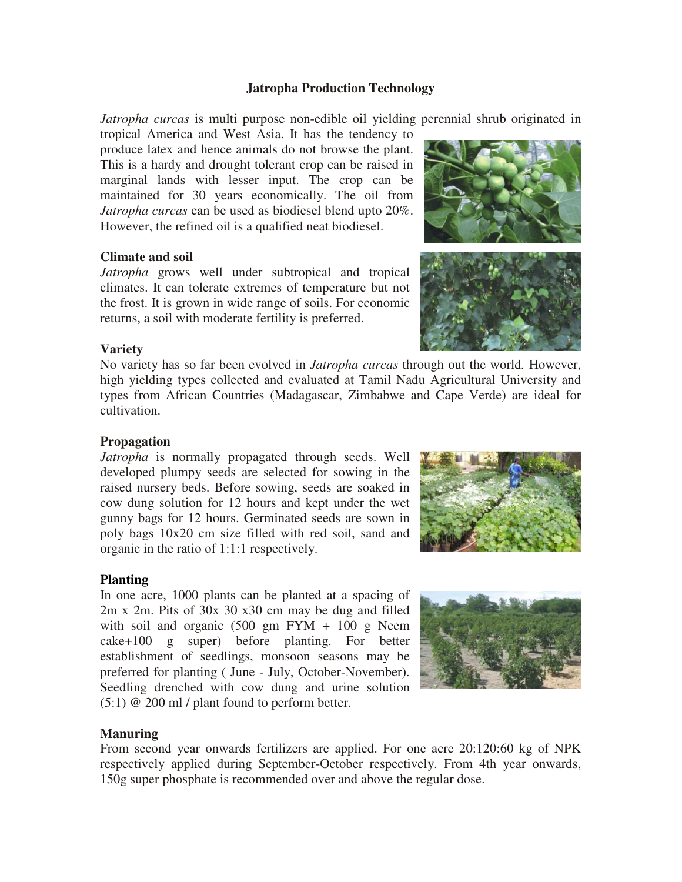# Jatropha Production Technology

*Jatropha curcas* is multi purpose non-edible oil yielding perennial shrub originated in tropical America and West Asia. It has the tendency to produce latex and hence animals do not browse the plant. This is a hardy and drought tolerant crop can be raised in marginal lands with lesser input. The crop can be maintained for 30 years economically. The oil from *Jatropha curcas* can be used as biodiesel blend upto 20%. However, the refined oil is a qualified neat biodiesel.

## Climate and soil

*Jatropha* grows well under subtropical and tropical climates. It can tolerate extremes of temperature but not the frost. It is grown in wide range of soils. For economic returns, a soil with moderate fertility is preferred.

## Variety

No variety has so far been evolved in *Jatropha curcas* through out the world. However, high yielding types collected and evaluated at Tamil Nadu Agricultural University and types from African Countries (Madagascar, Zimbabwe and Cape Verde) are ideal for cultivation.

## Propagation

*Jatropha* is normally propagated through seeds. Well developed plumpy seeds are selected for sowing in the raised nursery beds. Before sowing, seeds are soaked in cow dung solution for 12 hours and kept under the wet gunny bags for 12 hours. Germinated seeds are sown in poly bags 10x20 cm size filled with red soil, sand and organic in the ratio of 1:1:1 respectively.

## Planting

In one acre, 1000 plants can be planted at a spacing of 2m x 2m. Pits of 30x 30 x30 cm may be dug and filled with soil and organic (500 gm FYM + 100 g Neem cake+100 g super) before planting. For better establishment of seedlings, monsoon seasons may be preferred for planting ( June - July, October-November). Seedling drenched with cow dung and urine solution (5:1) @ 200 ml / plant found to perform better.

## Manuring

From second year onwards fertilizers are applied. For one acre 20:120:60 kg of NPK respectively applied during September-October respectively. From 4th year onwards, 150g super phosphate is recommended over and above the regular dose.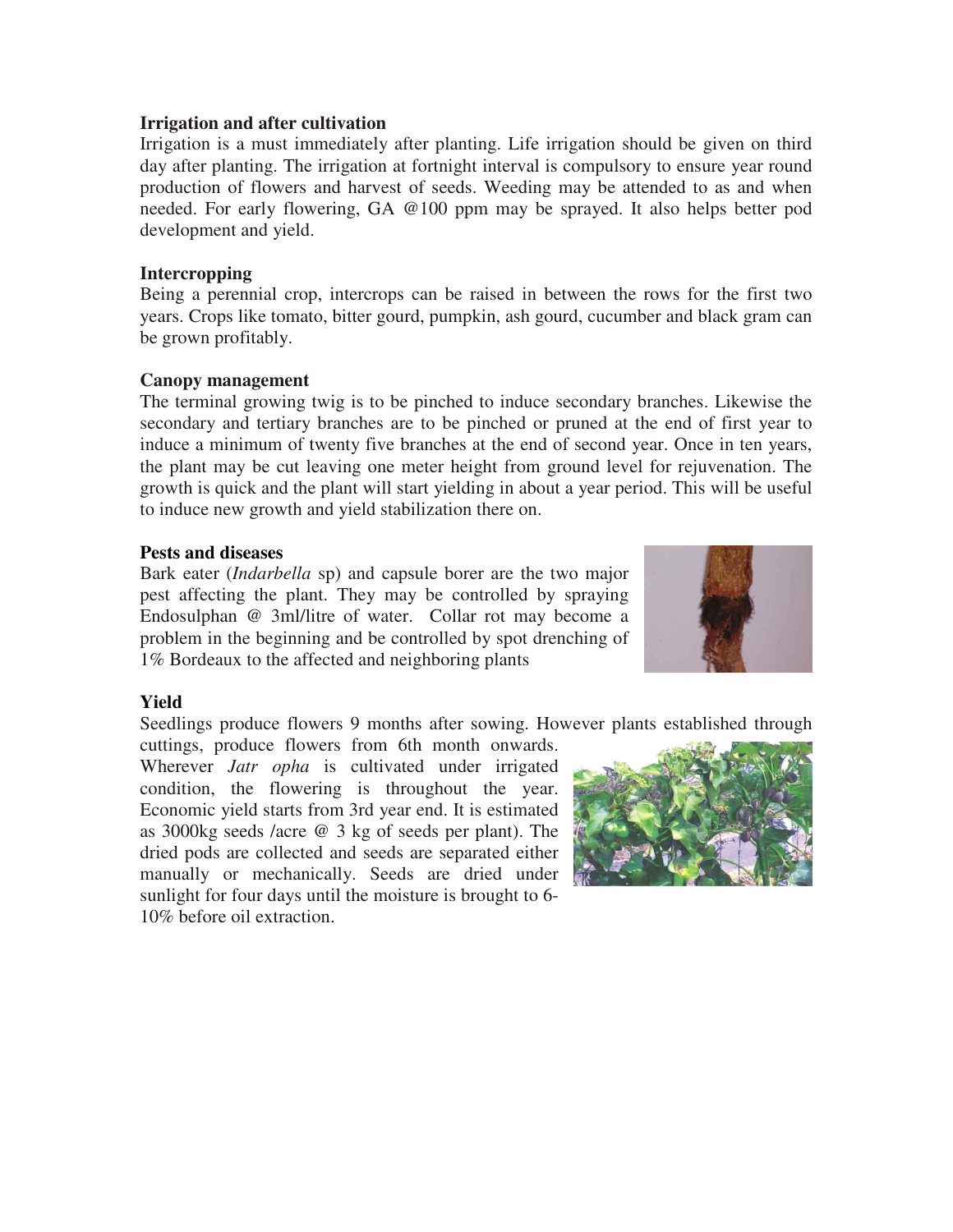**Irrigation and after cultivation**

Irrigation is a must immediately after planting. Life irrigation should be given on third day after planting. The irrigation at fortnight interval is compulsory to ensure year round production of flowers and harvest of seeds. Weeding may be attended to as and when needed. For early flowering, GA @100 ppm may be sprayed. It also helps better pod development and yield.

**Intercropping**

Being a perennial crop, intercrops can be raised in between the rows for the first two years. Crops like tomato, bitter gourd, pumpkin, ash gourd, cucumber and black gram can be grown profitably.

**Canopy management**

The terminal growing twig is to be pinched to induce secondary branches. Likewise the secondary and tertiary branches are to be pinched or pruned at the end of first year to induce a minimum of twenty five branches at the end of second year. Once in ten years, the plant may be cut leaving one meter height from ground level for rejuvenation. The growth is quick and the plant will start yielding in about a year period. This will be useful to induce new growth and yield stabilization there on.

**Pests and diseases**

Bark eater (*Indarbella* sp) and capsule borer are the two major pest affecting the plant. They may be controlled by spraying Endosulphan @ 3ml/litre of water. Collar rot may become a problem in the beginning and be controlled by spot drenching of 1% Bordeaux to the affected and neighboring plants

**Yield**

Seedlings produce flowers 9 months after sowing. However plants established through cuttings, produce flowers from 6th month onwards. Wherever *Jatr opha* is cultivated under irrigated condition, the flowering is throughout the year. Economic yield starts from 3rd year end. It is estimated as 3000kg seeds /acre @ 3 kg of seeds per plant). The dried pods are collected and seeds are separated either manually or mechanically. Seeds are dried under sunlight for four days until the moisture is brought to 6-10% before oil extraction.